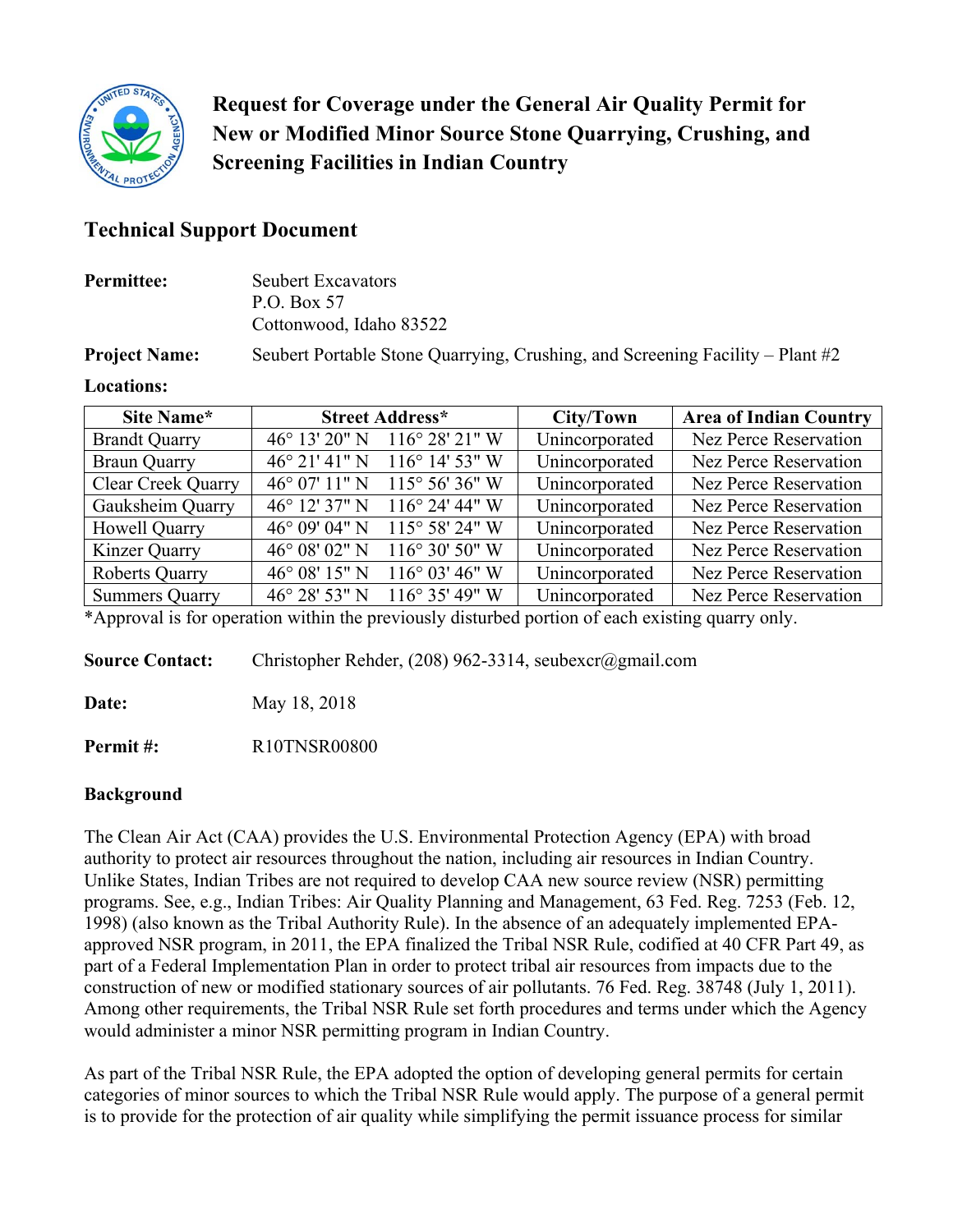# Request for Coverage under the General Air Quality Permit for New or Modified Minor Source Stone Quarrying, Crushing, and Screening Facilities in Indian Country

## Technical Support Document

**Permittee:** Seubert Excavators
P.O. Box 57
Cottonwood, Idaho 83522

**Project Name:** Seubert Portable Stone Quarrying, Crushing, and Screening Facility – Plant #2

**Locations:**

| Site Name* | Street Address* | City/Town | Area of Indian Country |
|---|---|---|---|
| Brandt Quarry | 46° 13' 20" N 116° 28' 21" W | Unincorporated | Nez Perce Reservation |
| Braun Quarry | 46° 21' 41" N 116° 14' 53" W | Unincorporated | Nez Perce Reservation |
| Clear Creek Quarry | 46° 07' 11" N 115° 56' 36" W | Unincorporated | Nez Perce Reservation |
| Gauksheim Quarry | 46° 12' 37" N 116° 24' 44" W | Unincorporated | Nez Perce Reservation |
| Howell Quarry | 46° 09' 04" N 115° 58' 24" W | Unincorporated | Nez Perce Reservation |
| Kinzer Quarry | 46° 08' 02" N 116° 30' 50" W | Unincorporated | Nez Perce Reservation |
| Roberts Quarry | 46° 08' 15" N 116° 03' 46" W | Unincorporated | Nez Perce Reservation |
| Summers Quarry | 46° 28' 53" N 116° 35' 49" W | Unincorporated | Nez Perce Reservation |

*Approval is for operation within the previously disturbed portion of each existing quarry only.

**Source Contact:** Christopher Rehder, (208) 962-3314, seubexcr@gmail.com

**Date:** May 18, 2018

**Permit #:** R10TNSR00800

**Background**

The Clean Air Act (CAA) provides the U.S. Environmental Protection Agency (EPA) with broad authority to protect air resources throughout the nation, including air resources in Indian Country. Unlike States, Indian Tribes are not required to develop CAA new source review (NSR) permitting programs. See, e.g., Indian Tribes: Air Quality Planning and Management, 63 Fed. Reg. 7253 (Feb. 12, 1998) (also known as the Tribal Authority Rule). In the absence of an adequately implemented EPA-approved NSR program, in 2011, the EPA finalized the Tribal NSR Rule, codified at 40 CFR Part 49, as part of a Federal Implementation Plan in order to protect tribal air resources from impacts due to the construction of new or modified stationary sources of air pollutants. 76 Fed. Reg. 38748 (July 1, 2011). Among other requirements, the Tribal NSR Rule set forth procedures and terms under which the Agency would administer a minor NSR permitting program in Indian Country.

As part of the Tribal NSR Rule, the EPA adopted the option of developing general permits for certain categories of minor sources to which the Tribal NSR Rule would apply. The purpose of a general permit is to provide for the protection of air quality while simplifying the permit issuance process for similar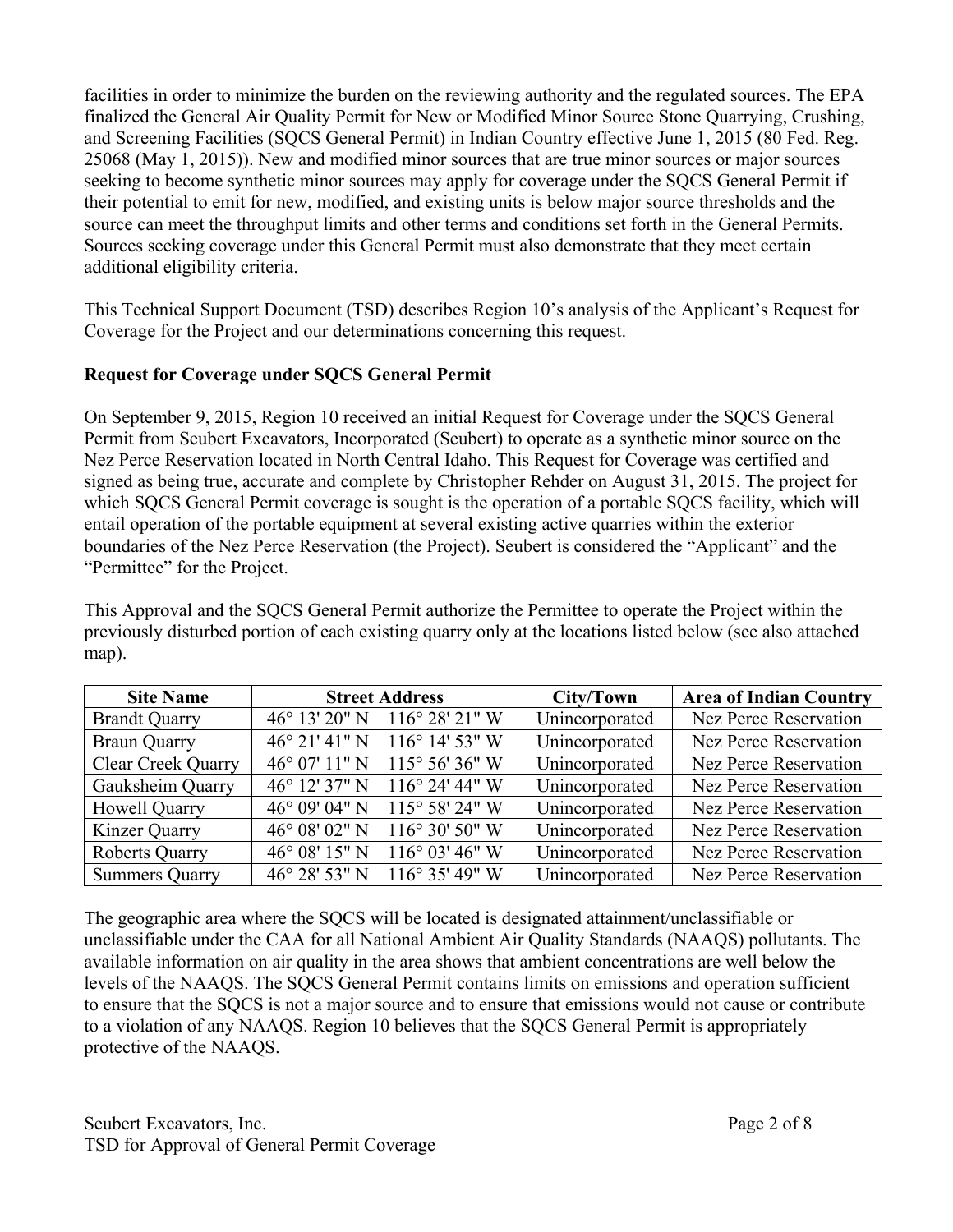facilities in order to minimize the burden on the reviewing authority and the regulated sources. The EPA finalized the General Air Quality Permit for New or Modified Minor Source Stone Quarrying, Crushing, and Screening Facilities (SQCS General Permit) in Indian Country effective June 1, 2015 (80 Fed. Reg. 25068 (May 1, 2015)). New and modified minor sources that are true minor sources or major sources seeking to become synthetic minor sources may apply for coverage under the SQCS General Permit if their potential to emit for new, modified, and existing units is below major source thresholds and the source can meet the throughput limits and other terms and conditions set forth in the General Permits. Sources seeking coverage under this General Permit must also demonstrate that they meet certain additional eligibility criteria.

This Technical Support Document (TSD) describes Region 10's analysis of the Applicant's Request for Coverage for the Project and our determinations concerning this request.

**Request for Coverage under SQCS General Permit**

On September 9, 2015, Region 10 received an initial Request for Coverage under the SQCS General Permit from Seubert Excavators, Incorporated (Seubert) to operate as a synthetic minor source on the Nez Perce Reservation located in North Central Idaho. This Request for Coverage was certified and signed as being true, accurate and complete by Christopher Rehder on August 31, 2015. The project for which SQCS General Permit coverage is sought is the operation of a portable SQCS facility, which will entail operation of the portable equipment at several existing active quarries within the exterior boundaries of the Nez Perce Reservation (the Project). Seubert is considered the "Applicant" and the "Permittee" for the Project.

This Approval and the SQCS General Permit authorize the Permittee to operate the Project within the previously disturbed portion of each existing quarry only at the locations listed below (see also attached map).

| Site Name | Street Address | City/Town | Area of Indian Country |
|---|---|---|---|
| Brandt Quarry | 46° 13' 20" N 116° 28' 21" W | Unincorporated | Nez Perce Reservation |
| Braun Quarry | 46° 21' 41" N 116° 14' 53" W | Unincorporated | Nez Perce Reservation |
| Clear Creek Quarry | 46° 07' 11" N 115° 56' 36" W | Unincorporated | Nez Perce Reservation |
| Gauksheim Quarry | 46° 12' 37" N 116° 24' 44" W | Unincorporated | Nez Perce Reservation |
| Howell Quarry | 46° 09' 04" N 115° 58' 24" W | Unincorporated | Nez Perce Reservation |
| Kinzer Quarry | 46° 08' 02" N 116° 30' 50" W | Unincorporated | Nez Perce Reservation |
| Roberts Quarry | 46° 08' 15" N 116° 03' 46" W | Unincorporated | Nez Perce Reservation |
| Summers Quarry | 46° 28' 53" N 116° 35' 49" W | Unincorporated | Nez Perce Reservation |

The geographic area where the SQCS will be located is designated attainment/unclassifiable or unclassifiable under the CAA for all National Ambient Air Quality Standards (NAAQS) pollutants. The available information on air quality in the area shows that ambient concentrations are well below the levels of the NAAQS. The SQCS General Permit contains limits on emissions and operation sufficient to ensure that the SQCS is not a major source and to ensure that emissions would not cause or contribute to a violation of any NAAQS. Region 10 believes that the SQCS General Permit is appropriately protective of the NAAQS.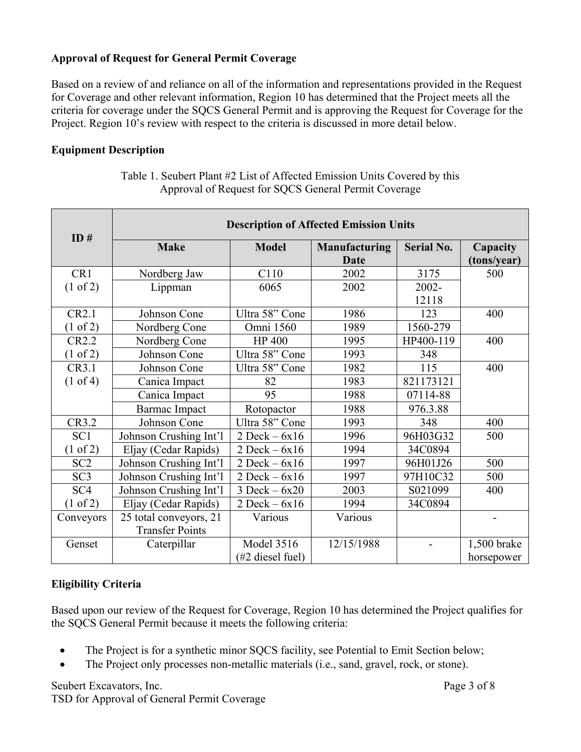**Approval of Request for General Permit Coverage**

Based on a review of and reliance on all of the information and representations provided in the Request for Coverage and other relevant information, Region 10 has determined that the Project meets all the criteria for coverage under the SQCS General Permit and is approving the Request for Coverage for the Project. Region 10's review with respect to the criteria is discussed in more detail below.

**Equipment Description**

Table 1. Seubert Plant #2 List of Affected Emission Units Covered by this Approval of Request for SQCS General Permit Coverage

| ID # | Description of Affected Emission Units | | | | |
|---|---|---|---|---|---|
| | **Make** | **Model** | **Manufacturing Date** | **Serial No.** | **Capacity (tons/year)** |
| CR1 (1 of 2) | Nordberg Jaw | C110 | 2002 | 3175 | 500 |
| | Lippman | 6065 | 2002 | 2002-12118 | |
| CR2.1 (1 of 2) | Johnson Cone | Ultra 58" Cone | 1986 | 123 | 400 |
| | Nordberg Cone | Omni 1560 | 1989 | 1560-279 | |
| CR2.2 (1 of 2) | Nordberg Cone | HP 400 | 1995 | HP400-119 | 400 |
| | Johnson Cone | Ultra 58" Cone | 1993 | 348 | |
| CR3.1 (1 of 4) | Johnson Cone | Ultra 58" Cone | 1982 | 115 | 400 |
| | Canica Impact | 82 | 1983 | 821173121 | |
| | Canica Impact | 95 | 1988 | 07114-88 | |
| | Barmac Impact | Rotopactor | 1988 | 976.3.88 | |
| CR3.2 | Johnson Cone | Ultra 58" Cone | 1993 | 348 | 400 |
| SC1 (1 of 2) | Johnson Crushing Int'l | 2 Deck – 6x16 | 1996 | 96H03G32 | 500 |
| | Eljay (Cedar Rapids) | 2 Deck – 6x16 | 1994 | 34C0894 | |
| SC2 | Johnson Crushing Int'l | 2 Deck – 6x16 | 1997 | 96H01J26 | 500 |
| SC3 | Johnson Crushing Int'l | 2 Deck – 6x16 | 1997 | 97H10C32 | 500 |
| SC4 (1 of 2) | Johnson Crushing Int'l | 3 Deck – 6x20 | 2003 | S021099 | 400 |
| | Eljay (Cedar Rapids) | 2 Deck – 6x16 | 1994 | 34C0894 | |
| Conveyors | 25 total conveyors, 21 Transfer Points | Various | Various | | - |
| Genset | Caterpillar | Model 3516 (#2 diesel fuel) | 12/15/1988 | - | 1,500 brake horsepower |

**Eligibility Criteria**

Based upon our review of the Request for Coverage, Region 10 has determined the Project qualifies for the SQCS General Permit because it meets the following criteria:

- The Project is for a synthetic minor SQCS facility, see Potential to Emit Section below;
- The Project only processes non-metallic materials (i.e., sand, gravel, rock, or stone).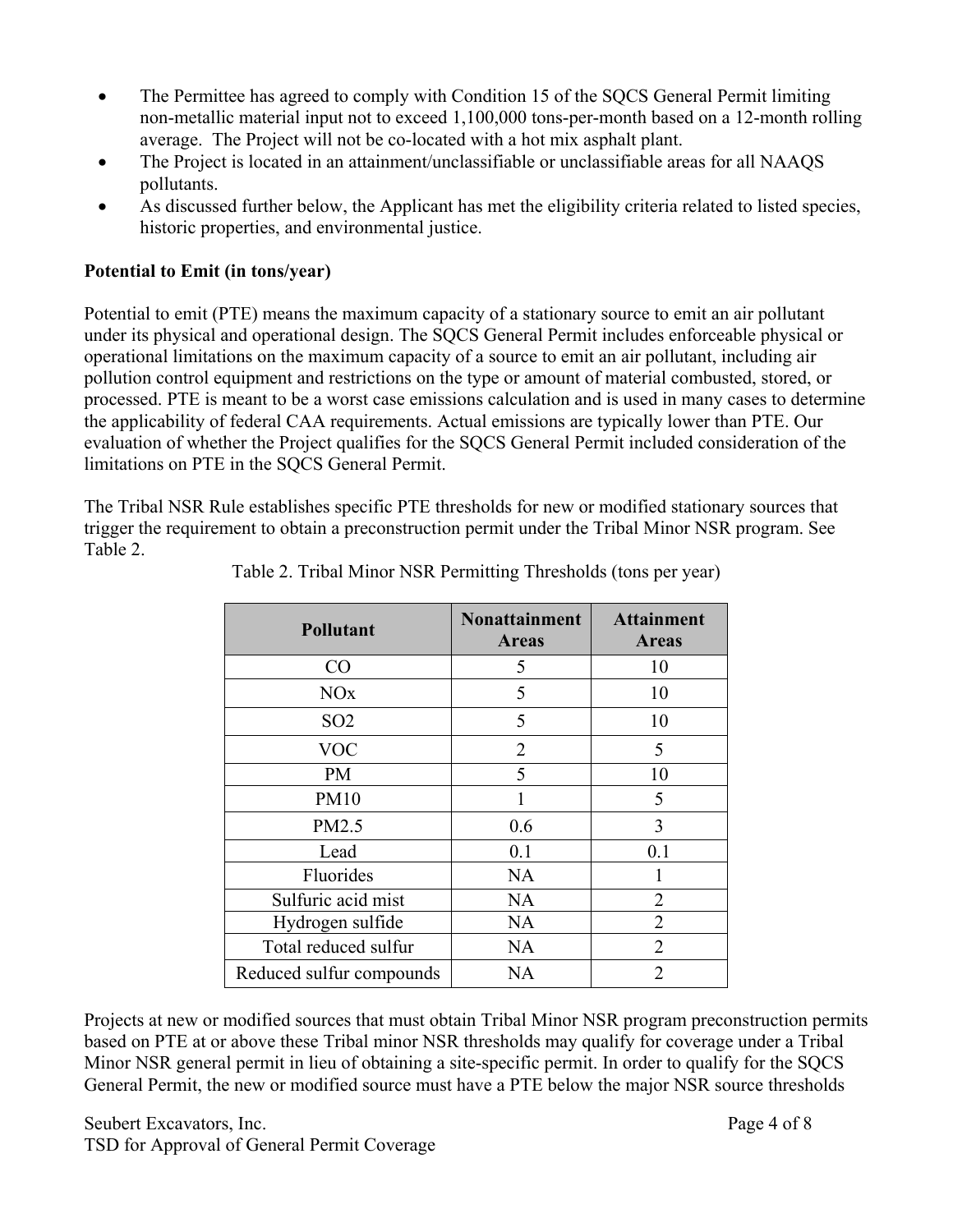- The Permittee has agreed to comply with Condition 15 of the SQCS General Permit limiting non-metallic material input not to exceed 1,100,000 tons-per-month based on a 12-month rolling average. The Project will not be co-located with a hot mix asphalt plant.
- The Project is located in an attainment/unclassifiable or unclassifiable areas for all NAAQS pollutants.
- As discussed further below, the Applicant has met the eligibility criteria related to listed species, historic properties, and environmental justice.

**Potential to Emit (in tons/year)**

Potential to emit (PTE) means the maximum capacity of a stationary source to emit an air pollutant under its physical and operational design. The SQCS General Permit includes enforceable physical or operational limitations on the maximum capacity of a source to emit an air pollutant, including air pollution control equipment and restrictions on the type or amount of material combusted, stored, or processed. PTE is meant to be a worst case emissions calculation and is used in many cases to determine the applicability of federal CAA requirements. Actual emissions are typically lower than PTE. Our evaluation of whether the Project qualifies for the SQCS General Permit included consideration of the limitations on PTE in the SQCS General Permit.

The Tribal NSR Rule establishes specific PTE thresholds for new or modified stationary sources that trigger the requirement to obtain a preconstruction permit under the Tribal Minor NSR program. See Table 2.

Table 2. Tribal Minor NSR Permitting Thresholds (tons per year)

| Pollutant | Nonattainment Areas | Attainment Areas |
|---|---|---|
| CO | 5 | 10 |
| NOx | 5 | 10 |
| SO2 | 5 | 10 |
| VOC | 2 | 5 |
| PM | 5 | 10 |
| PM10 | 1 | 5 |
| PM2.5 | 0.6 | 3 |
| Lead | 0.1 | 0.1 |
| Fluorides | NA | 1 |
| Sulfuric acid mist | NA | 2 |
| Hydrogen sulfide | NA | 2 |
| Total reduced sulfur | NA | 2 |
| Reduced sulfur compounds | NA | 2 |

Projects at new or modified sources that must obtain Tribal Minor NSR program preconstruction permits based on PTE at or above these Tribal minor NSR thresholds may qualify for coverage under a Tribal Minor NSR general permit in lieu of obtaining a site-specific permit. In order to qualify for the SQCS General Permit, the new or modified source must have a PTE below the major NSR source thresholds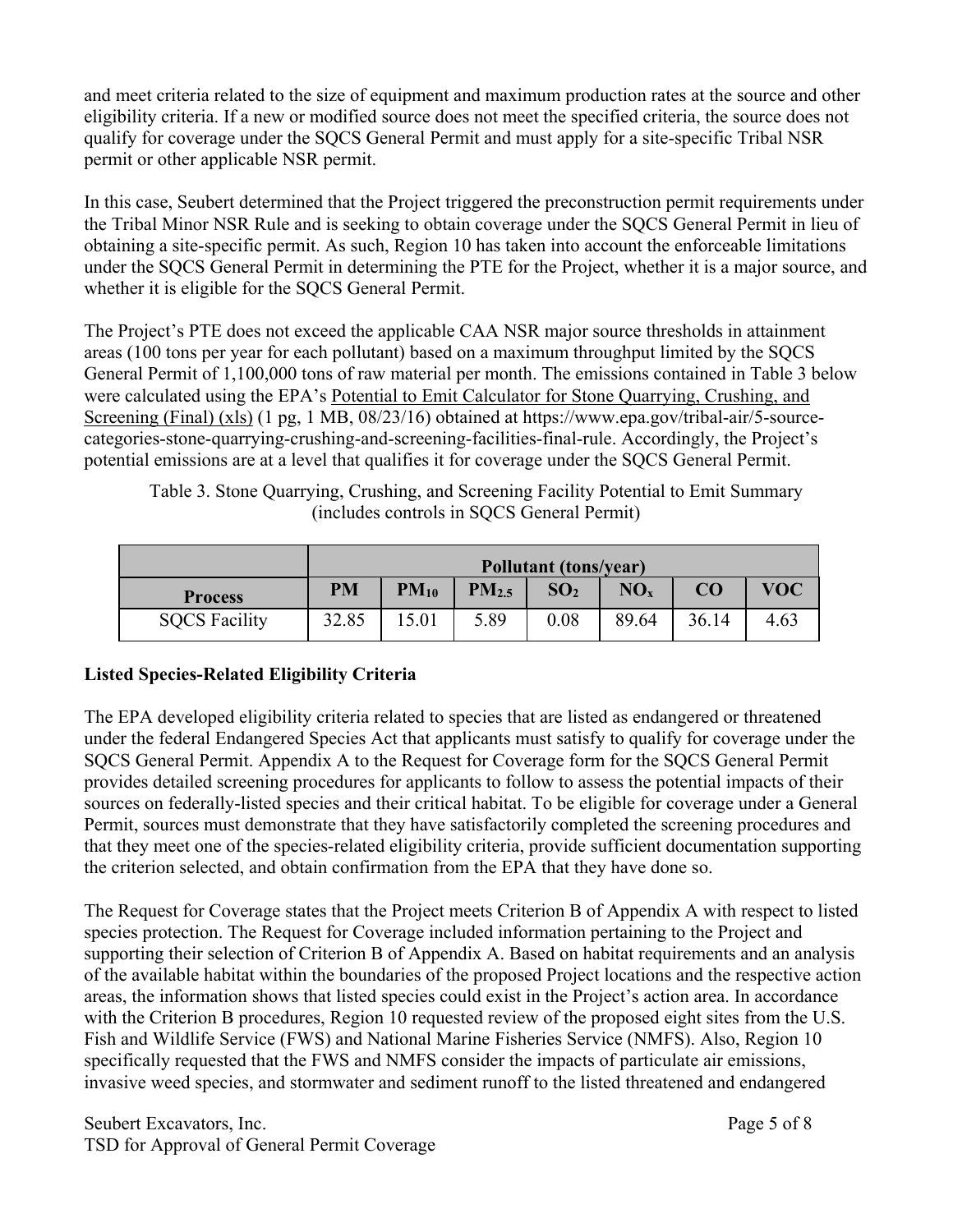and meet criteria related to the size of equipment and maximum production rates at the source and other eligibility criteria. If a new or modified source does not meet the specified criteria, the source does not qualify for coverage under the SQCS General Permit and must apply for a site-specific Tribal NSR permit or other applicable NSR permit.

In this case, Seubert determined that the Project triggered the preconstruction permit requirements under the Tribal Minor NSR Rule and is seeking to obtain coverage under the SQCS General Permit in lieu of obtaining a site-specific permit. As such, Region 10 has taken into account the enforceable limitations under the SQCS General Permit in determining the PTE for the Project, whether it is a major source, and whether it is eligible for the SQCS General Permit.

The Project's PTE does not exceed the applicable CAA NSR major source thresholds in attainment areas (100 tons per year for each pollutant) based on a maximum throughput limited by the SQCS General Permit of 1,100,000 tons of raw material per month. The emissions contained in Table 3 below were calculated using the EPA's Potential to Emit Calculator for Stone Quarrying, Crushing, and Screening (Final) (xls) (1 pg, 1 MB, 08/23/16) obtained at https://www.epa.gov/tribal-air/5-source-categories-stone-quarrying-crushing-and-screening-facilities-final-rule. Accordingly, the Project's potential emissions are at a level that qualifies it for coverage under the SQCS General Permit.

Table 3. Stone Quarrying, Crushing, and Screening Facility Potential to Emit Summary (includes controls in SQCS General Permit)

| | Pollutant (tons/year) | | | | | | |
|---|---|---|---|---|---|---|---|
| **Process** | **PM** | **$PM_{10}$** | **$PM_{2.5}$** | **$SO_2$** | **$NO_x$** | **CO** | **VOC** |
| SQCS Facility | 32.85 | 15.01 | 5.89 | 0.08 | 89.64 | 36.14 | 4.63 |

**Listed Species-Related Eligibility Criteria**

The EPA developed eligibility criteria related to species that are listed as endangered or threatened under the federal Endangered Species Act that applicants must satisfy to qualify for coverage under the SQCS General Permit. Appendix A to the Request for Coverage form for the SQCS General Permit provides detailed screening procedures for applicants to follow to assess the potential impacts of their sources on federally-listed species and their critical habitat. To be eligible for coverage under a General Permit, sources must demonstrate that they have satisfactorily completed the screening procedures and that they meet one of the species-related eligibility criteria, provide sufficient documentation supporting the criterion selected, and obtain confirmation from the EPA that they have done so.

The Request for Coverage states that the Project meets Criterion B of Appendix A with respect to listed species protection. The Request for Coverage included information pertaining to the Project and supporting their selection of Criterion B of Appendix A. Based on habitat requirements and an analysis of the available habitat within the boundaries of the proposed Project locations and the respective action areas, the information shows that listed species could exist in the Project's action area. In accordance with the Criterion B procedures, Region 10 requested review of the proposed eight sites from the U.S. Fish and Wildlife Service (FWS) and National Marine Fisheries Service (NMFS). Also, Region 10 specifically requested that the FWS and NMFS consider the impacts of particulate air emissions, invasive weed species, and stormwater and sediment runoff to the listed threatened and endangered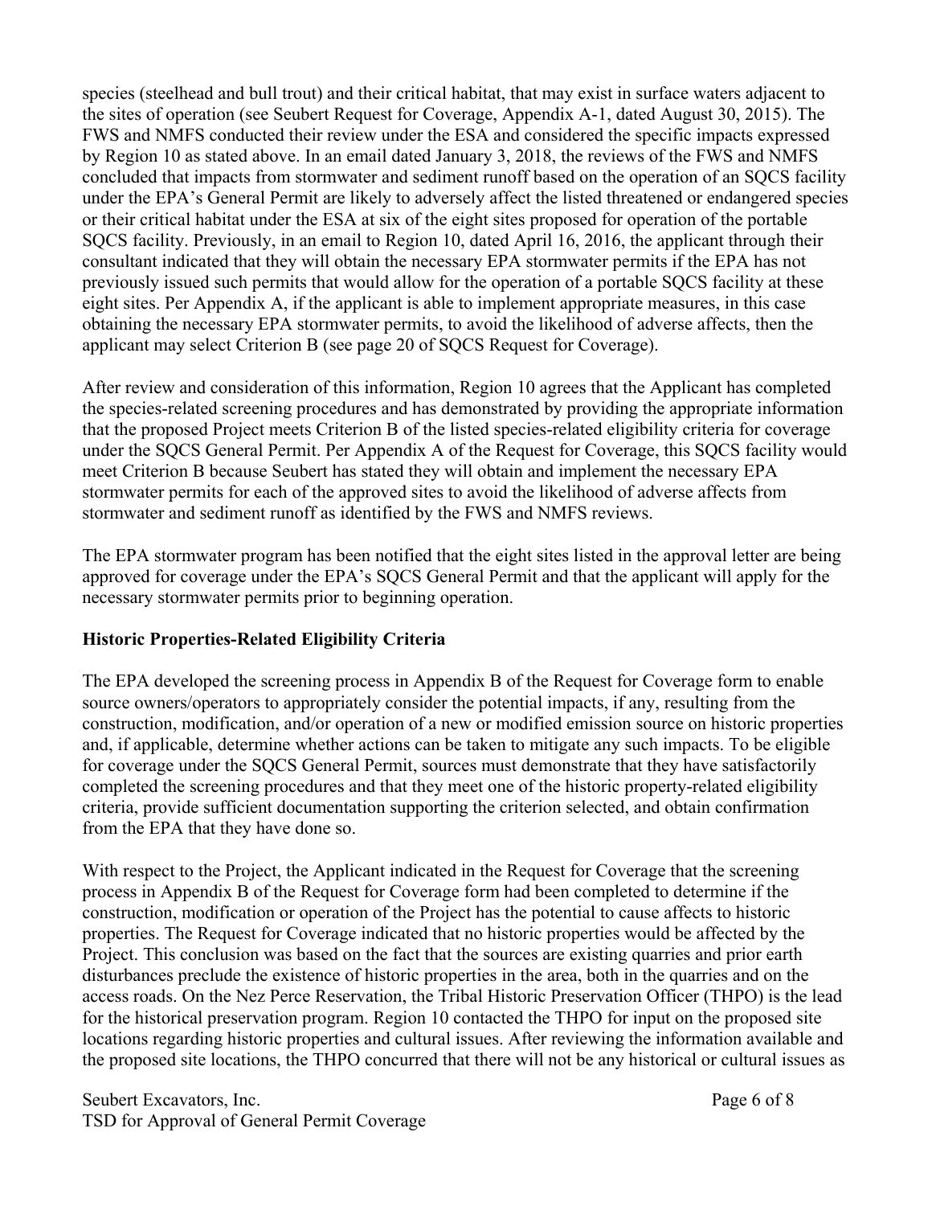species (steelhead and bull trout) and their critical habitat, that may exist in surface waters adjacent to the sites of operation (see Seubert Request for Coverage, Appendix A-1, dated August 30, 2015). The FWS and NMFS conducted their review under the ESA and considered the specific impacts expressed by Region 10 as stated above. In an email dated January 3, 2018, the reviews of the FWS and NMFS concluded that impacts from stormwater and sediment runoff based on the operation of an SQCS facility under the EPA's General Permit are likely to adversely affect the listed threatened or endangered species or their critical habitat under the ESA at six of the eight sites proposed for operation of the portable SQCS facility. Previously, in an email to Region 10, dated April 16, 2016, the applicant through their consultant indicated that they will obtain the necessary EPA stormwater permits if the EPA has not previously issued such permits that would allow for the operation of a portable SQCS facility at these eight sites. Per Appendix A, if the applicant is able to implement appropriate measures, in this case obtaining the necessary EPA stormwater permits, to avoid the likelihood of adverse affects, then the applicant may select Criterion B (see page 20 of SQCS Request for Coverage).

After review and consideration of this information, Region 10 agrees that the Applicant has completed the species-related screening procedures and has demonstrated by providing the appropriate information that the proposed Project meets Criterion B of the listed species-related eligibility criteria for coverage under the SQCS General Permit. Per Appendix A of the Request for Coverage, this SQCS facility would meet Criterion B because Seubert has stated they will obtain and implement the necessary EPA stormwater permits for each of the approved sites to avoid the likelihood of adverse affects from stormwater and sediment runoff as identified by the FWS and NMFS reviews.

The EPA stormwater program has been notified that the eight sites listed in the approval letter are being approved for coverage under the EPA's SQCS General Permit and that the applicant will apply for the necessary stormwater permits prior to beginning operation.

**Historic Properties-Related Eligibility Criteria**

The EPA developed the screening process in Appendix B of the Request for Coverage form to enable source owners/operators to appropriately consider the potential impacts, if any, resulting from the construction, modification, and/or operation of a new or modified emission source on historic properties and, if applicable, determine whether actions can be taken to mitigate any such impacts. To be eligible for coverage under the SQCS General Permit, sources must demonstrate that they have satisfactorily completed the screening procedures and that they meet one of the historic property-related eligibility criteria, provide sufficient documentation supporting the criterion selected, and obtain confirmation from the EPA that they have done so.

With respect to the Project, the Applicant indicated in the Request for Coverage that the screening process in Appendix B of the Request for Coverage form had been completed to determine if the construction, modification or operation of the Project has the potential to cause affects to historic properties. The Request for Coverage indicated that no historic properties would be affected by the Project. This conclusion was based on the fact that the sources are existing quarries and prior earth disturbances preclude the existence of historic properties in the area, both in the quarries and on the access roads. On the Nez Perce Reservation, the Tribal Historic Preservation Officer (THPO) is the lead for the historical preservation program. Region 10 contacted the THPO for input on the proposed site locations regarding historic properties and cultural issues. After reviewing the information available and the proposed site locations, the THPO concurred that there will not be any historical or cultural issues as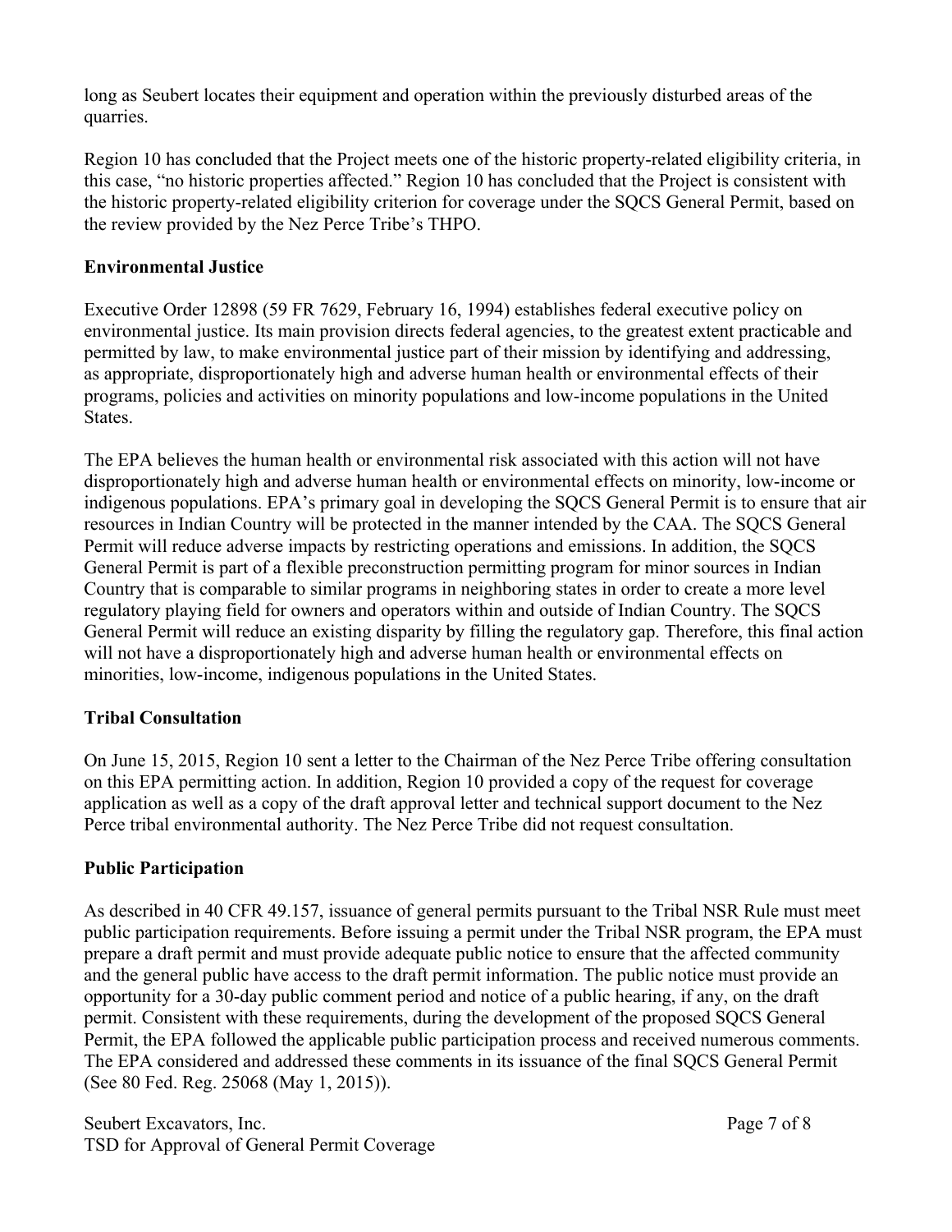long as Seubert locates their equipment and operation within the previously disturbed areas of the quarries.

Region 10 has concluded that the Project meets one of the historic property-related eligibility criteria, in this case, "no historic properties affected." Region 10 has concluded that the Project is consistent with the historic property-related eligibility criterion for coverage under the SQCS General Permit, based on the review provided by the Nez Perce Tribe's THPO.

## Environmental Justice

Executive Order 12898 (59 FR 7629, February 16, 1994) establishes federal executive policy on environmental justice. Its main provision directs federal agencies, to the greatest extent practicable and permitted by law, to make environmental justice part of their mission by identifying and addressing, as appropriate, disproportionately high and adverse human health or environmental effects of their programs, policies and activities on minority populations and low-income populations in the United States.

The EPA believes the human health or environmental risk associated with this action will not have disproportionately high and adverse human health or environmental effects on minority, low-income or indigenous populations. EPA's primary goal in developing the SQCS General Permit is to ensure that air resources in Indian Country will be protected in the manner intended by the CAA. The SQCS General Permit will reduce adverse impacts by restricting operations and emissions. In addition, the SQCS General Permit is part of a flexible preconstruction permitting program for minor sources in Indian Country that is comparable to similar programs in neighboring states in order to create a more level regulatory playing field for owners and operators within and outside of Indian Country. The SQCS General Permit will reduce an existing disparity by filling the regulatory gap. Therefore, this final action will not have a disproportionately high and adverse human health or environmental effects on minorities, low-income, indigenous populations in the United States.

## Tribal Consultation

On June 15, 2015, Region 10 sent a letter to the Chairman of the Nez Perce Tribe offering consultation on this EPA permitting action. In addition, Region 10 provided a copy of the request for coverage application as well as a copy of the draft approval letter and technical support document to the Nez Perce tribal environmental authority. The Nez Perce Tribe did not request consultation.

## Public Participation

As described in 40 CFR 49.157, issuance of general permits pursuant to the Tribal NSR Rule must meet public participation requirements. Before issuing a permit under the Tribal NSR program, the EPA must prepare a draft permit and must provide adequate public notice to ensure that the affected community and the general public have access to the draft permit information. The public notice must provide an opportunity for a 30-day public comment period and notice of a public hearing, if any, on the draft permit. Consistent with these requirements, during the development of the proposed SQCS General Permit, the EPA followed the applicable public participation process and received numerous comments. The EPA considered and addressed these comments in its issuance of the final SQCS General Permit (See 80 Fed. Reg. 25068 (May 1, 2015)).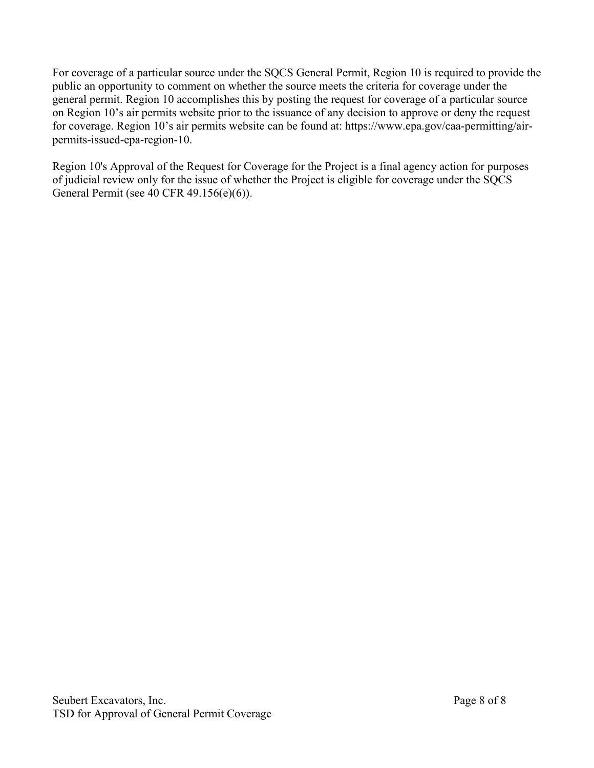For coverage of a particular source under the SQCS General Permit, Region 10 is required to provide the public an opportunity to comment on whether the source meets the criteria for coverage under the general permit. Region 10 accomplishes this by posting the request for coverage of a particular source on Region 10's air permits website prior to the issuance of any decision to approve or deny the request for coverage. Region 10's air permits website can be found at: https://www.epa.gov/caa-permitting/air-permits-issued-epa-region-10.

Region 10's Approval of the Request for Coverage for the Project is a final agency action for purposes of judicial review only for the issue of whether the Project is eligible for coverage under the SQCS General Permit (see 40 CFR 49.156(e)(6)).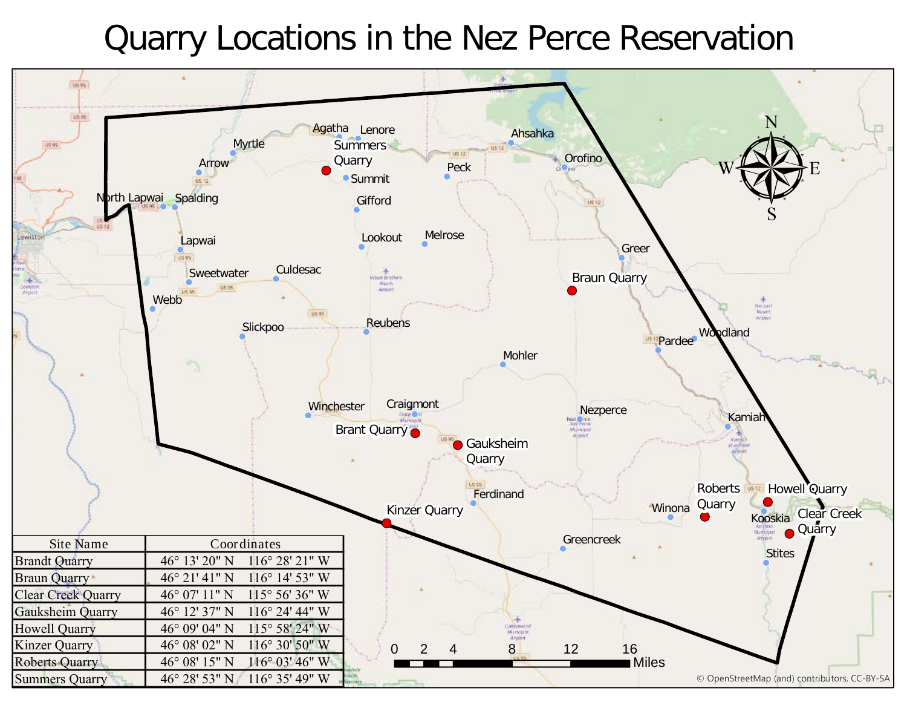# Quarry Locations in the Nez Perce Reservation

| Site Name | Coordinates | |
|---|---|---|
| Brandt Quarry | 46° 13' 20" N | 116° 28' 21" W |
| Braun Quarry | 46° 21' 41" N | 116° 14' 53" W |
| Clear Creek Quarry | 46° 07' 11" N | 115° 56' 36" W |
| Gauksheim Quarry | 46° 12' 37" N | 116° 24' 44" W |
| Howell Quarry | 46° 09' 04" N | 115° 58' 24" W |
| Kinzer Quarry | 46° 08' 02" N | 116° 30' 50" W |
| Roberts Quarry | 46° 08' 15" N | 116° 03' 46" W |
| Summers Quarry | 46° 28' 53" N | 116° 35' 49" W |

0 2 4 8 12 16 Miles

© OpenStreetMap (and) contributors, CC-BY-SA